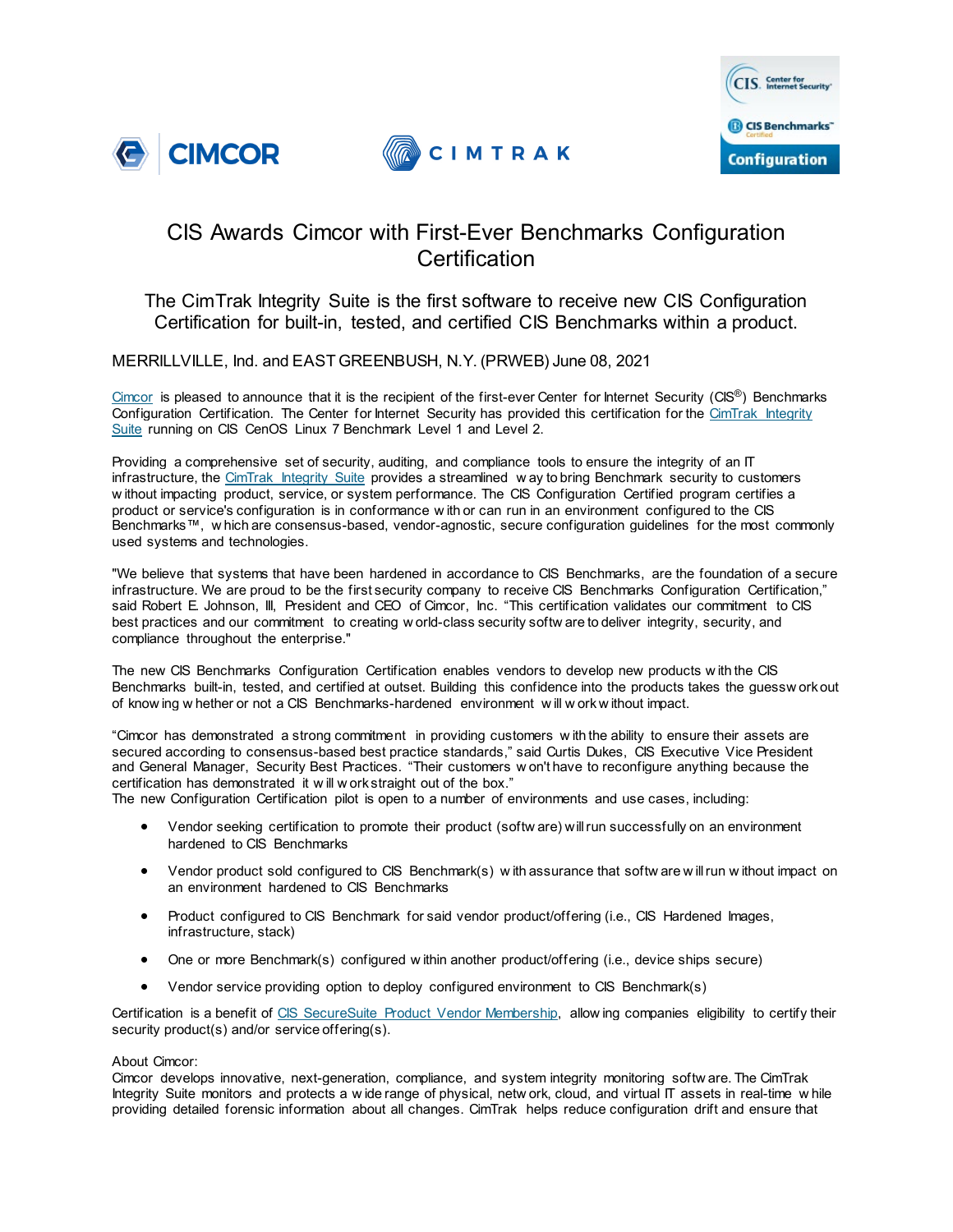# CIS Awards Cimcor with First-Ever Benchmarks Configuration Certification

## The CimTrak Integrity Suite is the first software to receive new CIS Configuration Certification for built-in, tested, and certified CIS Benchmarks within a product.

MERRILLVILLE, Ind. and EAST GREENBUSH, N.Y. (PRWEB) June 08, 2021

Cimcor is pleased to announce that it is the recipient of the first-ever Center for Internet Security (CIS®) Benchmarks Configuration Certification. The Center for Internet Security has provided this certification for the CimTrak Integrity Suite running on CIS CenOS Linux 7 Benchmark Level 1 and Level 2.

Providing a comprehensive set of security, auditing, and compliance tools to ensure the integrity of an IT infrastructure, the CimTrak Integrity Suite provides a streamlined way to bring Benchmark security to customers without impacting product, service, or system performance. The CIS Configuration Certified program certifies a product or service's configuration is in conformance with or can run in an environment configured to the CIS Benchmarks™, which are consensus-based, vendor-agnostic, secure configuration guidelines for the most commonly used systems and technologies.

"We believe that systems that have been hardened in accordance to CIS Benchmarks, are the foundation of a secure infrastructure. We are proud to be the first security company to receive CIS Benchmarks Configuration Certification," said Robert E. Johnson, III, President and CEO of Cimcor, Inc. "This certification validates our commitment to CIS best practices and our commitment to creating world-class security software to deliver integrity, security, and compliance throughout the enterprise."

The new CIS Benchmarks Configuration Certification enables vendors to develop new products with the CIS Benchmarks built-in, tested, and certified at outset. Building this confidence into the products takes the guesswork out of knowing whether or not a CIS Benchmarks-hardened environment will work without impact.

"Cimcor has demonstrated a strong commitment in providing customers with the ability to ensure their assets are secured according to consensus-based best practice standards," said Curtis Dukes, CIS Executive Vice President and General Manager, Security Best Practices. "Their customers won't have to reconfigure anything because the certification has demonstrated it will work straight out of the box."
The new Configuration Certification pilot is open to a number of environments and use cases, including:

- Vendor seeking certification to promote their product (software) will run successfully on an environment hardened to CIS Benchmarks
- Vendor product sold configured to CIS Benchmark(s) with assurance that software will run without impact on an environment hardened to CIS Benchmarks
- Product configured to CIS Benchmark for said vendor product/offering (i.e., CIS Hardened Images, infrastructure, stack)
- One or more Benchmark(s) configured within another product/offering (i.e., device ships secure)
- Vendor service providing option to deploy configured environment to CIS Benchmark(s)

Certification is a benefit of CIS SecureSuite Product Vendor Membership, allowing companies eligibility to certify their security product(s) and/or service offering(s).

About Cimcor:
Cimcor develops innovative, next-generation, compliance, and system integrity monitoring software. The CimTrak Integrity Suite monitors and protects a wide range of physical, network, cloud, and virtual IT assets in real-time while providing detailed forensic information about all changes. CimTrak helps reduce configuration drift and ensure that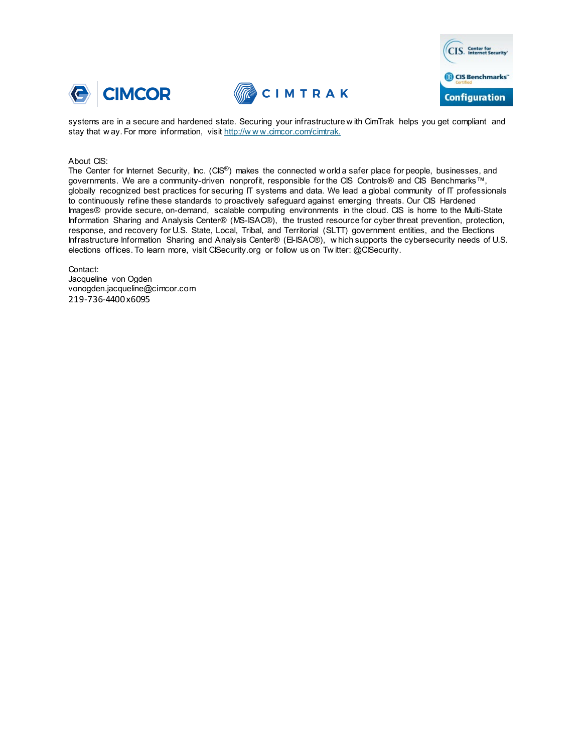systems are in a secure and hardened state. Securing your infrastructure with CimTrak helps you get compliant and stay that way. For more information, visit http://www.cimcor.com/cimtrak.

About CIS:
The Center for Internet Security, Inc. (CIS®) makes the connected world a safer place for people, businesses, and governments. We are a community-driven nonprofit, responsible for the CIS Controls® and CIS Benchmarks™, globally recognized best practices for securing IT systems and data. We lead a global community of IT professionals to continuously refine these standards to proactively safeguard against emerging threats. Our CIS Hardened Images® provide secure, on-demand, scalable computing environments in the cloud. CIS is home to the Multi-State Information Sharing and Analysis Center® (MS-ISAC®), the trusted resource for cyber threat prevention, protection, response, and recovery for U.S. State, Local, Tribal, and Territorial (SLTT) government entities, and the Elections Infrastructure Information Sharing and Analysis Center® (EI-ISAC®), which supports the cybersecurity needs of U.S. elections offices. To learn more, visit CISecurity.org or follow us on Twitter: @CISecurity.

Contact:
Jacqueline von Ogden
vonogden.jacqueline@cimcor.com
219-736-4400 x6095